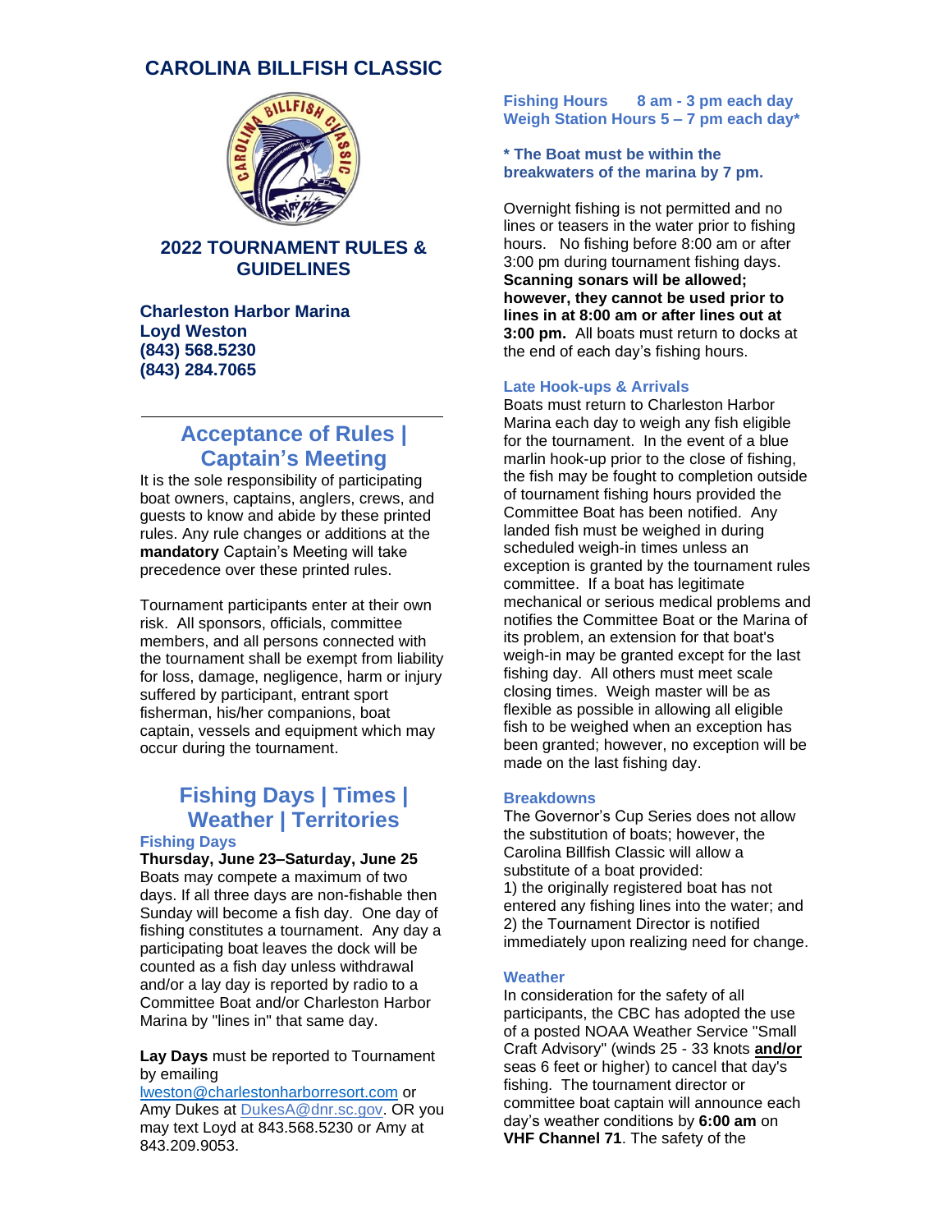# CAROLINA BILLFISH CLASSIC

## 2022 TOURNAMENT RULES & GUIDELINES

**Charleston Harbor Marina**
**Loyd Weston**
**(843) 568.5230**
**(843) 284.7065**

---

## Acceptance of Rules | Captain's Meeting

It is the sole responsibility of participating boat owners, captains, anglers, crews, and guests to know and abide by these printed rules. Any rule changes or additions at the **mandatory** Captain's Meeting will take precedence over these printed rules.

Tournament participants enter at their own risk. All sponsors, officials, committee members, and all persons connected with the tournament shall be exempt from liability for loss, damage, negligence, harm or injury suffered by participant, entrant sport fisherman, his/her companions, boat captain, vessels and equipment which may occur during the tournament.

## Fishing Days | Times | Weather | Territories

### Fishing Days

**Thursday, June 23–Saturday, June 25**
Boats may compete a maximum of two days. If all three days are non-fishable then Sunday will become a fish day. One day of fishing constitutes a tournament. Any day a participating boat leaves the dock will be counted as a fish day unless withdrawal and/or a lay day is reported by radio to a Committee Boat and/or Charleston Harbor Marina by "lines in" that same day.

**Lay Days** must be reported to Tournament by emailing lweston@charlestonharborresort.com or Amy Dukes at DukesA@dnr.sc.gov. OR you may text Loyd at 843.568.5230 or Amy at 843.209.9053.

**Fishing Hours 8 am - 3 pm each day**
**Weigh Station Hours 5 – 7 pm each day***

*** The Boat must be within the breakwaters of the marina by 7 pm.**

Overnight fishing is not permitted and no lines or teasers in the water prior to fishing hours. No fishing before 8:00 am or after 3:00 pm during tournament fishing days. **Scanning sonars will be allowed; however, they cannot be used prior to lines in at 8:00 am or after lines out at 3:00 pm.** All boats must return to docks at the end of each day's fishing hours.

### Late Hook-ups & Arrivals

Boats must return to Charleston Harbor Marina each day to weigh any fish eligible for the tournament. In the event of a blue marlin hook-up prior to the close of fishing, the fish may be fought to completion outside of tournament fishing hours provided the Committee Boat has been notified. Any landed fish must be weighed in during scheduled weigh-in times unless an exception is granted by the tournament rules committee. If a boat has legitimate mechanical or serious medical problems and notifies the Committee Boat or the Marina of its problem, an extension for that boat's weigh-in may be granted except for the last fishing day. All others must meet scale closing times. Weigh master will be as flexible as possible in allowing all eligible fish to be weighed when an exception has been granted; however, no exception will be made on the last fishing day.

### Breakdowns

The Governor's Cup Series does not allow the substitution of boats; however, the Carolina Billfish Classic will allow a substitute of a boat provided:
1) the originally registered boat has not entered any fishing lines into the water; and
2) the Tournament Director is notified immediately upon realizing need for change.

### Weather

In consideration for the safety of all participants, the CBC has adopted the use of a posted NOAA Weather Service "Small Craft Advisory" (winds 25 - 33 knots **and/or** seas 6 feet or higher) to cancel that day's fishing. The tournament director or committee boat captain will announce each day's weather conditions by **6:00 am** on **VHF Channel 71**. The safety of the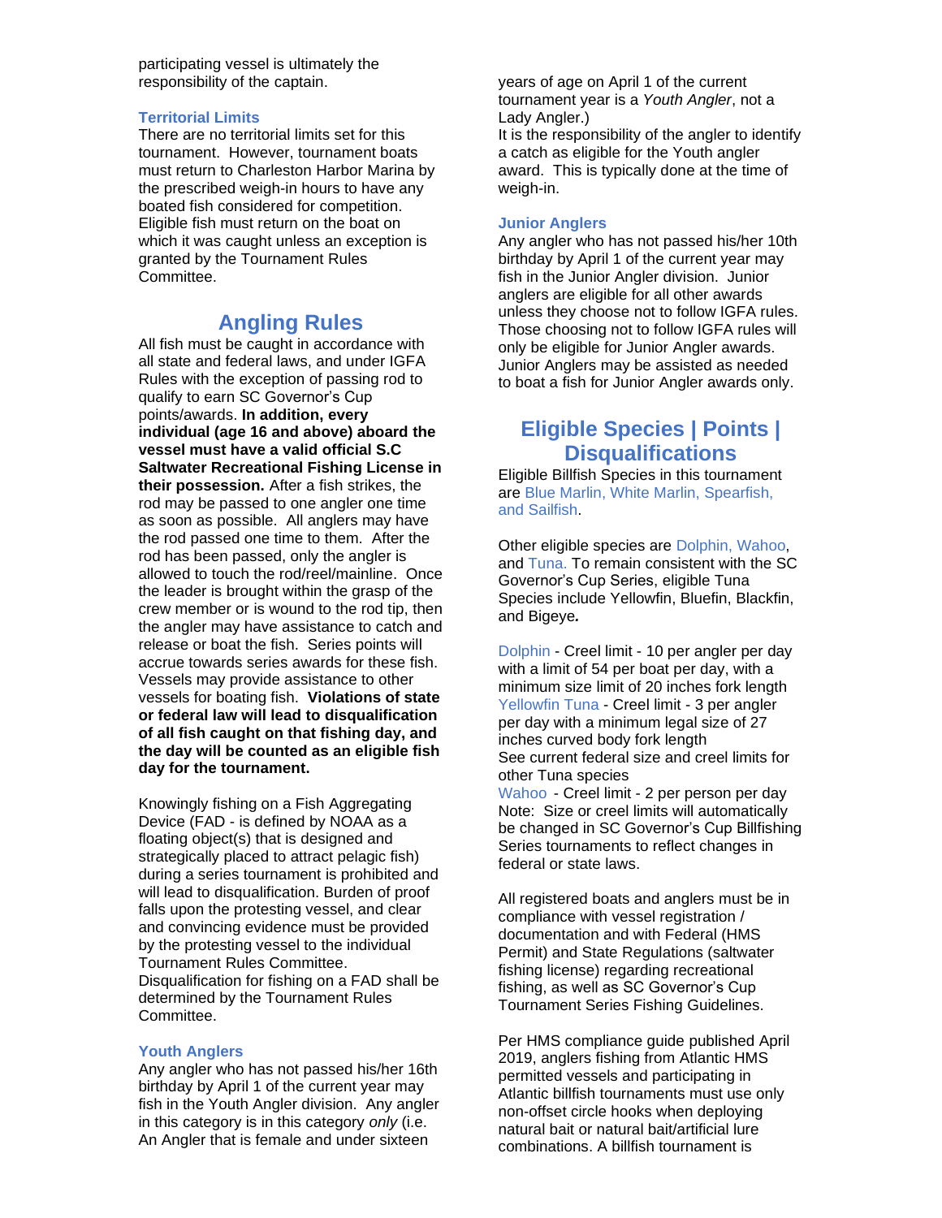participating vessel is ultimately the responsibility of the captain.

### Territorial Limits

There are no territorial limits set for this tournament. However, tournament boats must return to Charleston Harbor Marina by the prescribed weigh-in hours to have any boated fish considered for competition. Eligible fish must return on the boat on which it was caught unless an exception is granted by the Tournament Rules Committee.

## Angling Rules

All fish must be caught in accordance with all state and federal laws, and under IGFA Rules with the exception of passing rod to qualify to earn SC Governor's Cup points/awards. **In addition, every individual (age 16 and above) aboard the vessel must have a valid official S.C Saltwater Recreational Fishing License in their possession.** After a fish strikes, the rod may be passed to one angler one time as soon as possible. All anglers may have the rod passed one time to them. After the rod has been passed, only the angler is allowed to touch the rod/reel/mainline. Once the leader is brought within the grasp of the crew member or is wound to the rod tip, then the angler may have assistance to catch and release or boat the fish. Series points will accrue towards series awards for these fish. Vessels may provide assistance to other vessels for boating fish. **Violations of state or federal law will lead to disqualification of all fish caught on that fishing day, and the day will be counted as an eligible fish day for the tournament.**

Knowingly fishing on a Fish Aggregating Device (FAD - is defined by NOAA as a floating object(s) that is designed and strategically placed to attract pelagic fish) during a series tournament is prohibited and will lead to disqualification. Burden of proof falls upon the protesting vessel, and clear and convincing evidence must be provided by the protesting vessel to the individual Tournament Rules Committee. Disqualification for fishing on a FAD shall be determined by the Tournament Rules Committee.

### Youth Anglers

Any angler who has not passed his/her 16th birthday by April 1 of the current year may fish in the Youth Angler division. Any angler in this category is in this category *only* (i.e. An Angler that is female and under sixteen years of age on April 1 of the current tournament year is a *Youth Angler*, not a Lady Angler.)
It is the responsibility of the angler to identify a catch as eligible for the Youth angler award. This is typically done at the time of weigh-in.

### Junior Anglers

Any angler who has not passed his/her 10th birthday by April 1 of the current year may fish in the Junior Angler division. Junior anglers are eligible for all other awards unless they choose not to follow IGFA rules. Those choosing not to follow IGFA rules will only be eligible for Junior Angler awards. Junior Anglers may be assisted as needed to boat a fish for Junior Angler awards only.

## Eligible Species | Points | Disqualifications

Eligible Billfish Species in this tournament are Blue Marlin, White Marlin, Spearfish, and Sailfish.

Other eligible species are Dolphin, Wahoo, and Tuna. To remain consistent with the SC Governor's Cup Series, eligible Tuna Species include Yellowfin, Bluefin, Blackfin, and Bigeye.

Dolphin - Creel limit - 10 per angler per day with a limit of 54 per boat per day, with a minimum size limit of 20 inches fork length
Yellowfin Tuna - Creel limit - 3 per angler per day with a minimum legal size of 27 inches curved body fork length
See current federal size and creel limits for other Tuna species
Wahoo - Creel limit - 2 per person per day
Note: Size or creel limits will automatically be changed in SC Governor's Cup Billfishing Series tournaments to reflect changes in federal or state laws.

All registered boats and anglers must be in compliance with vessel registration / documentation and with Federal (HMS Permit) and State Regulations (saltwater fishing license) regarding recreational fishing, as well as SC Governor's Cup Tournament Series Fishing Guidelines.

Per HMS compliance guide published April 2019, anglers fishing from Atlantic HMS permitted vessels and participating in Atlantic billfish tournaments must use only non-offset circle hooks when deploying natural bait or natural bait/artificial lure combinations. A billfish tournament is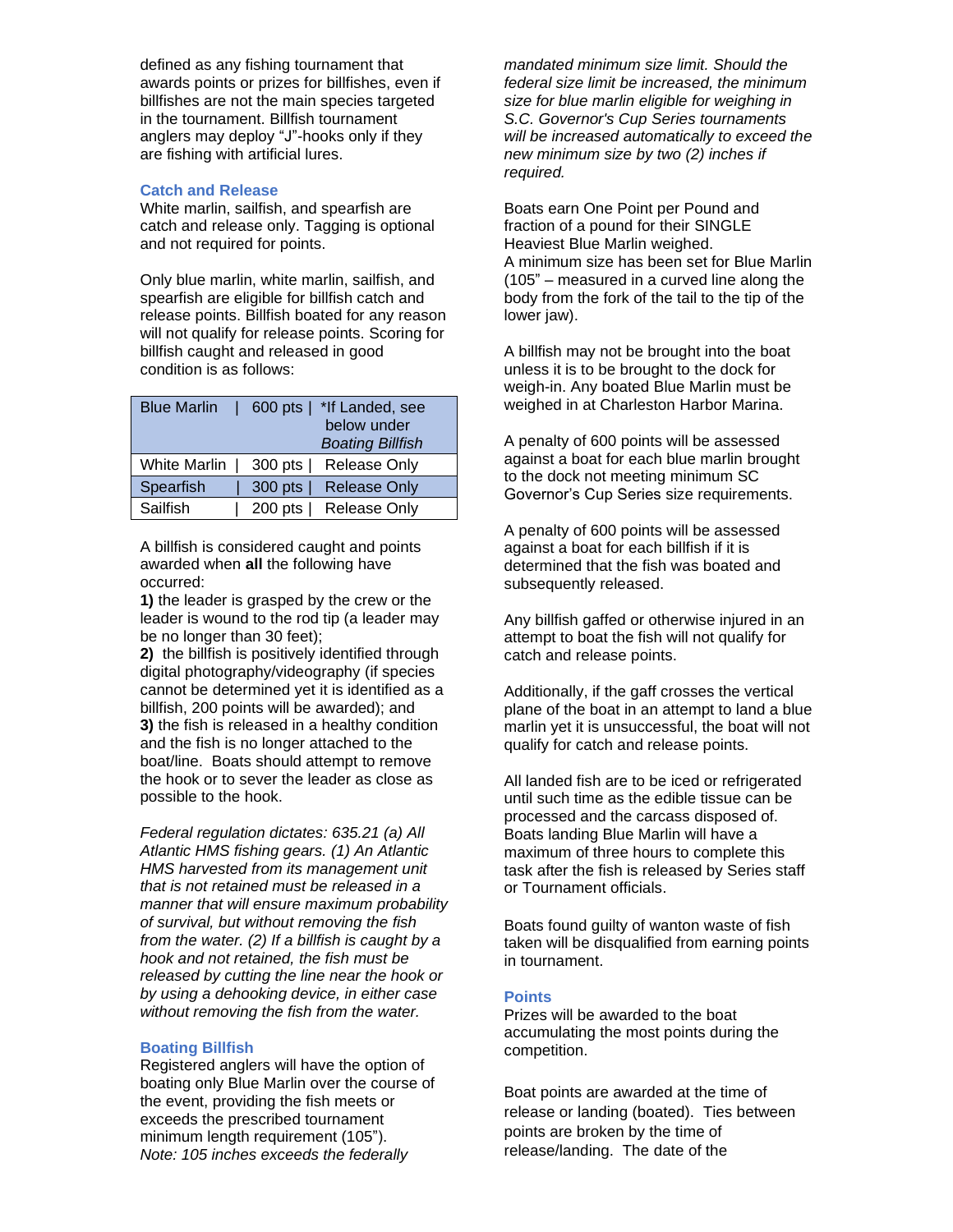defined as any fishing tournament that awards points or prizes for billfishes, even if billfishes are not the main species targeted in the tournament. Billfish tournament anglers may deploy "J"-hooks only if they are fishing with artificial lures.

### Catch and Release

White marlin, sailfish, and spearfish are catch and release only. Tagging is optional and not required for points.

Only blue marlin, white marlin, sailfish, and spearfish are eligible for billfish catch and release points. Billfish boated for any reason will not qualify for release points. Scoring for billfish caught and released in good condition is as follows:

| | | |
|---|---|---|
| Blue Marlin | 600 pts | *If Landed, see below under *Boating Billfish* |
| White Marlin | 300 pts | Release Only |
| Spearfish | 300 pts | Release Only |
| Sailfish | 200 pts | Release Only |

A billfish is considered caught and points awarded when **all** the following have occurred:

**1)** the leader is grasped by the crew or the leader is wound to the rod tip (a leader may be no longer than 30 feet);

**2)** the billfish is positively identified through digital photography/videography (if species cannot be determined yet it is identified as a billfish, 200 points will be awarded); and

**3)** the fish is released in a healthy condition and the fish is no longer attached to the boat/line. Boats should attempt to remove the hook or to sever the leader as close as possible to the hook.

*Federal regulation dictates: 635.21 (a) All Atlantic HMS fishing gears. (1) An Atlantic HMS harvested from its management unit that is not retained must be released in a manner that will ensure maximum probability of survival, but without removing the fish from the water. (2) If a billfish is caught by a hook and not retained, the fish must be released by cutting the line near the hook or by using a dehooking device, in either case without removing the fish from the water.*

### Boating Billfish

Registered anglers will have the option of boating only Blue Marlin over the course of the event, providing the fish meets or exceeds the prescribed tournament minimum length requirement (105").

*Note: 105 inches exceeds the federally mandated minimum size limit. Should the federal size limit be increased, the minimum size for blue marlin eligible for weighing in S.C. Governor's Cup Series tournaments will be increased automatically to exceed the new minimum size by two (2) inches if required.*

Boats earn One Point per Pound and fraction of a pound for their SINGLE Heaviest Blue Marlin weighed.

A minimum size has been set for Blue Marlin (105" – measured in a curved line along the body from the fork of the tail to the tip of the lower jaw).

A billfish may not be brought into the boat unless it is to be brought to the dock for weigh-in. Any boated Blue Marlin must be weighed in at Charleston Harbor Marina.

A penalty of 600 points will be assessed against a boat for each blue marlin brought to the dock not meeting minimum SC Governor's Cup Series size requirements.

A penalty of 600 points will be assessed against a boat for each billfish if it is determined that the fish was boated and subsequently released.

Any billfish gaffed or otherwise injured in an attempt to boat the fish will not qualify for catch and release points.

Additionally, if the gaff crosses the vertical plane of the boat in an attempt to land a blue marlin yet it is unsuccessful, the boat will not qualify for catch and release points.

All landed fish are to be iced or refrigerated until such time as the edible tissue can be processed and the carcass disposed of. Boats landing Blue Marlin will have a maximum of three hours to complete this task after the fish is released by Series staff or Tournament officials.

Boats found guilty of wanton waste of fish taken will be disqualified from earning points in tournament.

### Points

Prizes will be awarded to the boat accumulating the most points during the competition.

Boat points are awarded at the time of release or landing (boated). Ties between points are broken by the time of release/landing. The date of the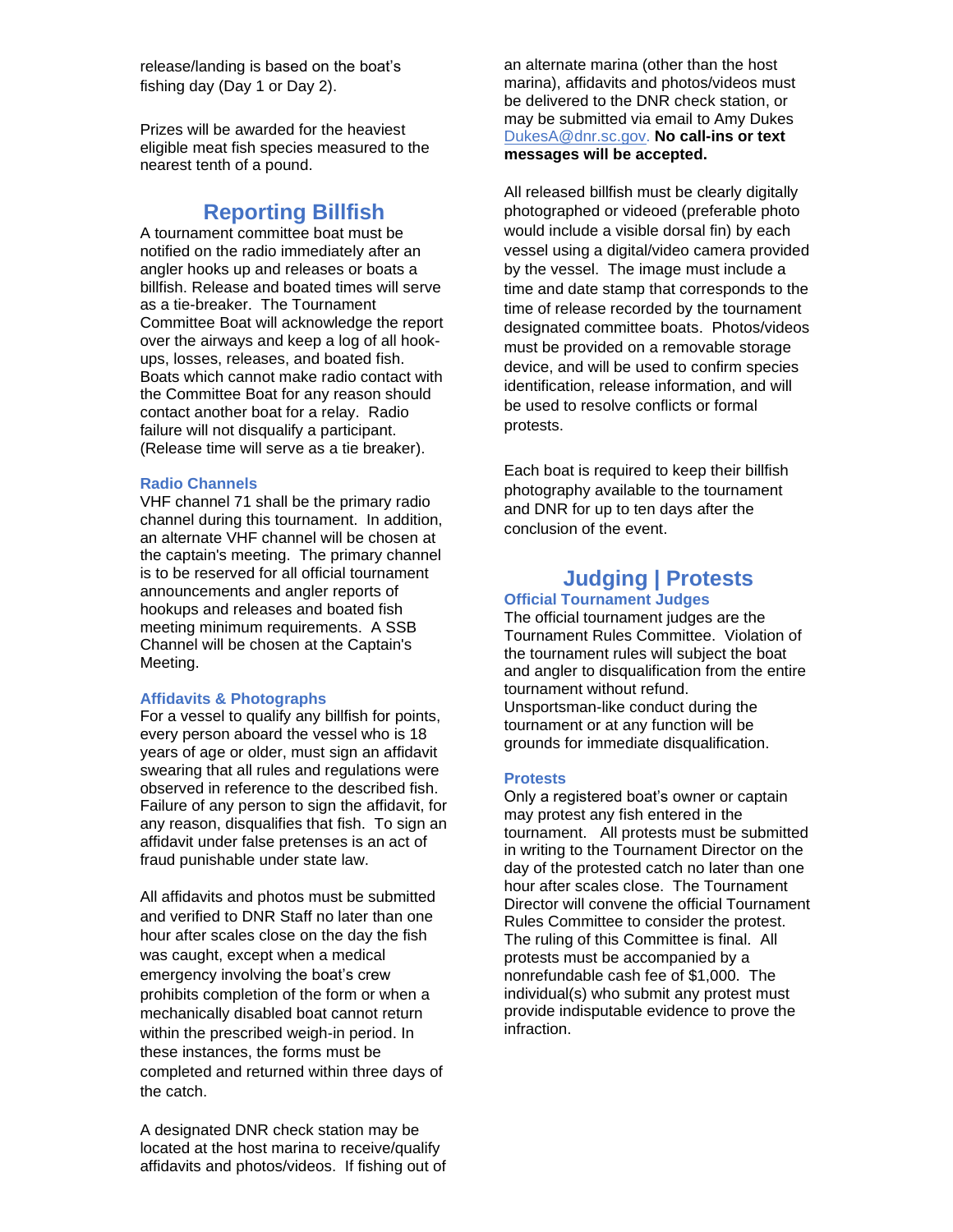release/landing is based on the boat's fishing day (Day 1 or Day 2).

Prizes will be awarded for the heaviest eligible meat fish species measured to the nearest tenth of a pound.

## Reporting Billfish

A tournament committee boat must be notified on the radio immediately after an angler hooks up and releases or boats a billfish. Release and boated times will serve as a tie-breaker. The Tournament Committee Boat will acknowledge the report over the airways and keep a log of all hook-ups, losses, releases, and boated fish. Boats which cannot make radio contact with the Committee Boat for any reason should contact another boat for a relay. Radio failure will not disqualify a participant. (Release time will serve as a tie breaker).

### Radio Channels

VHF channel 71 shall be the primary radio channel during this tournament. In addition, an alternate VHF channel will be chosen at the captain's meeting. The primary channel is to be reserved for all official tournament announcements and angler reports of hookups and releases and boated fish meeting minimum requirements. A SSB Channel will be chosen at the Captain's Meeting.

### Affidavits & Photographs

For a vessel to qualify any billfish for points, every person aboard the vessel who is 18 years of age or older, must sign an affidavit swearing that all rules and regulations were observed in reference to the described fish. Failure of any person to sign the affidavit, for any reason, disqualifies that fish. To sign an affidavit under false pretenses is an act of fraud punishable under state law.

All affidavits and photos must be submitted and verified to DNR Staff no later than one hour after scales close on the day the fish was caught, except when a medical emergency involving the boat's crew prohibits completion of the form or when a mechanically disabled boat cannot return within the prescribed weigh-in period. In these instances, the forms must be completed and returned within three days of the catch.

A designated DNR check station may be located at the host marina to receive/qualify affidavits and photos/videos. If fishing out of an alternate marina (other than the host marina), affidavits and photos/videos must be delivered to the DNR check station, or may be submitted via email to Amy Dukes DukesA@dnr.sc.gov. **No call-ins or text messages will be accepted.**

All released billfish must be clearly digitally photographed or videoed (preferable photo would include a visible dorsal fin) by each vessel using a digital/video camera provided by the vessel. The image must include a time and date stamp that corresponds to the time of release recorded by the tournament designated committee boats. Photos/videos must be provided on a removable storage device, and will be used to confirm species identification, release information, and will be used to resolve conflicts or formal protests.

Each boat is required to keep their billfish photography available to the tournament and DNR for up to ten days after the conclusion of the event.

## Judging | Protests

### Official Tournament Judges

The official tournament judges are the Tournament Rules Committee. Violation of the tournament rules will subject the boat and angler to disqualification from the entire tournament without refund. Unsportsman-like conduct during the tournament or at any function will be grounds for immediate disqualification.

### Protests

Only a registered boat's owner or captain may protest any fish entered in the tournament. All protests must be submitted in writing to the Tournament Director on the day of the protested catch no later than one hour after scales close. The Tournament Director will convene the official Tournament Rules Committee to consider the protest. The ruling of this Committee is final. All protests must be accompanied by a nonrefundable cash fee of $1,000. The individual(s) who submit any protest must provide indisputable evidence to prove the infraction.